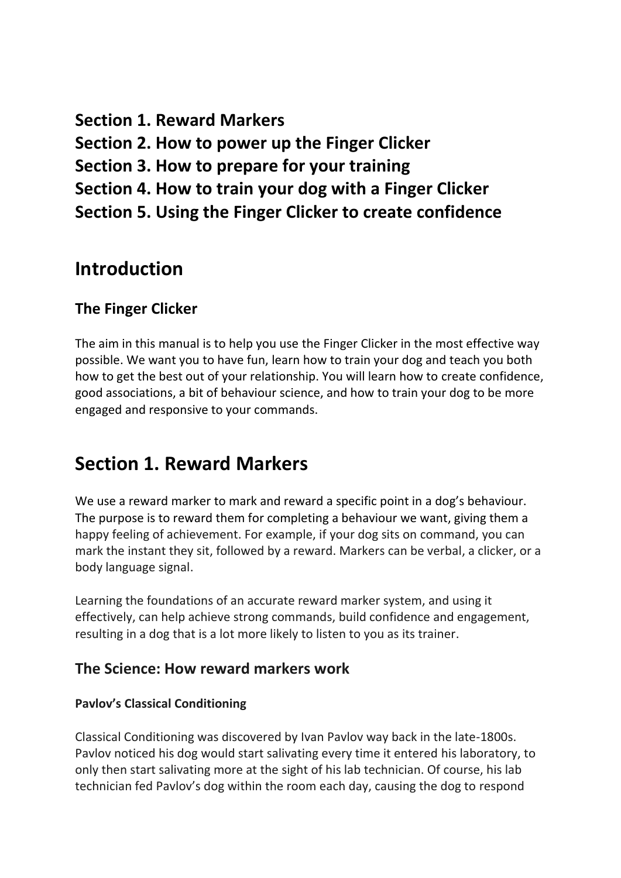**Section 1. Reward Markers**
**Section 2. How to power up the Finger Clicker**
**Section 3. How to prepare for your training**
**Section 4. How to train your dog with a Finger Clicker**
**Section 5. Using the Finger Clicker to create confidence**

# Introduction

## The Finger Clicker

The aim in this manual is to help you use the Finger Clicker in the most effective way possible. We want you to have fun, learn how to train your dog and teach you both how to get the best out of your relationship. You will learn how to create confidence, good associations, a bit of behaviour science, and how to train your dog to be more engaged and responsive to your commands.

# Section 1. Reward Markers

We use a reward marker to mark and reward a specific point in a dog's behaviour. The purpose is to reward them for completing a behaviour we want, giving them a happy feeling of achievement. For example, if your dog sits on command, you can mark the instant they sit, followed by a reward. Markers can be verbal, a clicker, or a body language signal.

Learning the foundations of an accurate reward marker system, and using it effectively, can help achieve strong commands, build confidence and engagement, resulting in a dog that is a lot more likely to listen to you as its trainer.

## The Science: How reward markers work

### Pavlov's Classical Conditioning

Classical Conditioning was discovered by Ivan Pavlov way back in the late-1800s. Pavlov noticed his dog would start salivating every time it entered his laboratory, to only then start salivating more at the sight of his lab technician. Of course, his lab technician fed Pavlov's dog within the room each day, causing the dog to respond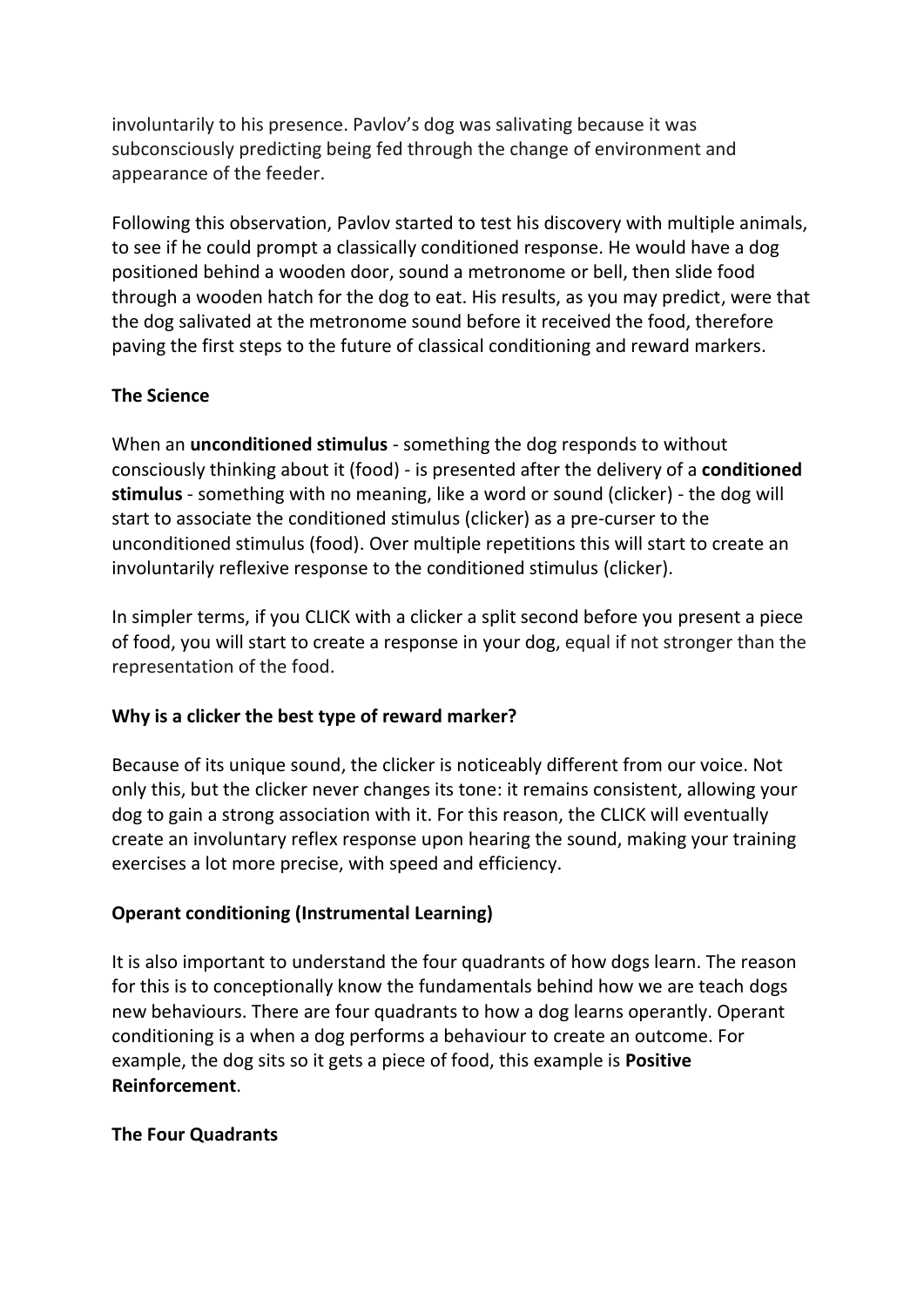involuntarily to his presence. Pavlov's dog was salivating because it was subconsciously predicting being fed through the change of environment and appearance of the feeder.

Following this observation, Pavlov started to test his discovery with multiple animals, to see if he could prompt a classically conditioned response. He would have a dog positioned behind a wooden door, sound a metronome or bell, then slide food through a wooden hatch for the dog to eat. His results, as you may predict, were that the dog salivated at the metronome sound before it received the food, therefore paving the first steps to the future of classical conditioning and reward markers.

**The Science**

When an **unconditioned stimulus** - something the dog responds to without consciously thinking about it (food) - is presented after the delivery of a **conditioned stimulus** - something with no meaning, like a word or sound (clicker) - the dog will start to associate the conditioned stimulus (clicker) as a pre-curser to the unconditioned stimulus (food). Over multiple repetitions this will start to create an involuntarily reflexive response to the conditioned stimulus (clicker).

In simpler terms, if you CLICK with a clicker a split second before you present a piece of food, you will start to create a response in your dog, equal if not stronger than the representation of the food.

**Why is a clicker the best type of reward marker?**

Because of its unique sound, the clicker is noticeably different from our voice. Not only this, but the clicker never changes its tone: it remains consistent, allowing your dog to gain a strong association with it. For this reason, the CLICK will eventually create an involuntary reflex response upon hearing the sound, making your training exercises a lot more precise, with speed and efficiency.

**Operant conditioning (Instrumental Learning)**

It is also important to understand the four quadrants of how dogs learn. The reason for this is to conceptionally know the fundamentals behind how we are teach dogs new behaviours. There are four quadrants to how a dog learns operantly. Operant conditioning is a when a dog performs a behaviour to create an outcome. For example, the dog sits so it gets a piece of food, this example is **Positive Reinforcement**.

**The Four Quadrants**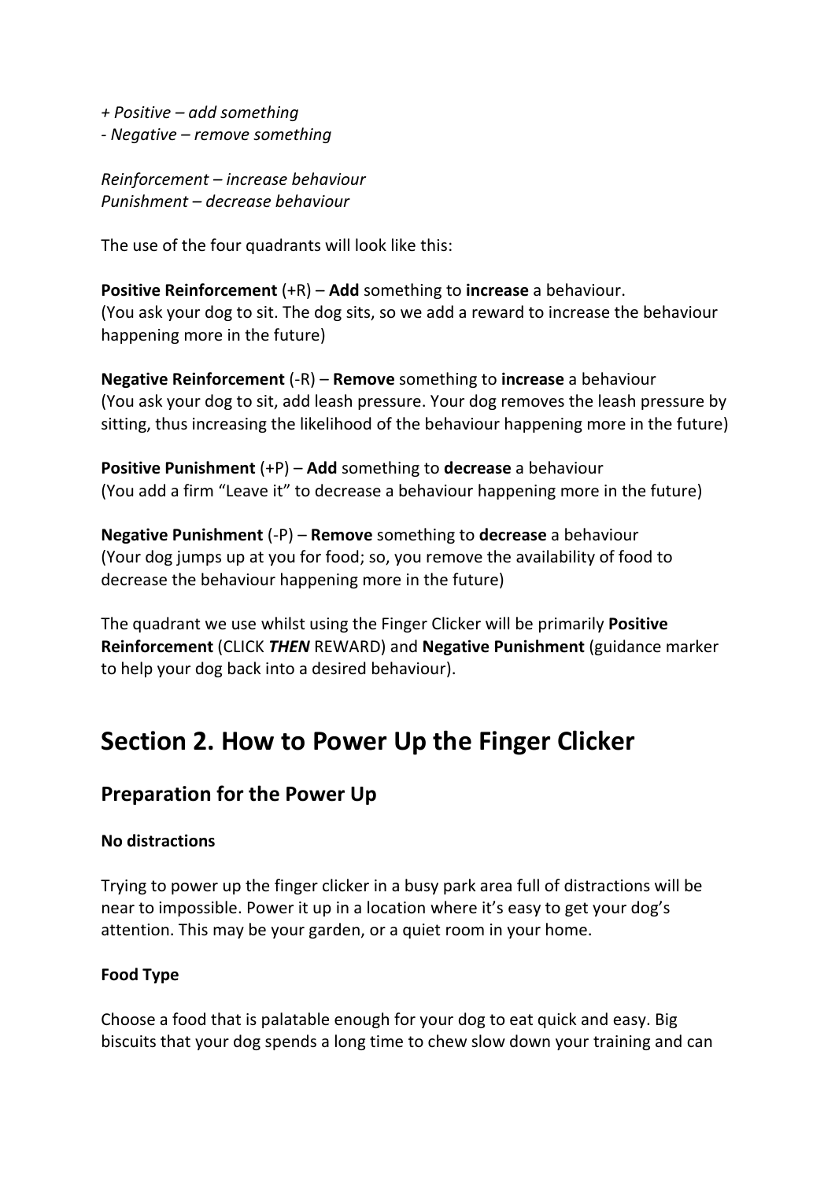*+ Positive – add something*
*- Negative – remove something*

*Reinforcement – increase behaviour*
*Punishment – decrease behaviour*

The use of the four quadrants will look like this:

**Positive Reinforcement** (+R) – **Add** something to **increase** a behaviour.
(You ask your dog to sit. The dog sits, so we add a reward to increase the behaviour happening more in the future)

**Negative Reinforcement** (-R) – **Remove** something to **increase** a behaviour
(You ask your dog to sit, add leash pressure. Your dog removes the leash pressure by sitting, thus increasing the likelihood of the behaviour happening more in the future)

**Positive Punishment** (+P) – **Add** something to **decrease** a behaviour
(You add a firm "Leave it" to decrease a behaviour happening more in the future)

**Negative Punishment** (-P) – **Remove** something to **decrease** a behaviour
(Your dog jumps up at you for food; so, you remove the availability of food to decrease the behaviour happening more in the future)

The quadrant we use whilst using the Finger Clicker will be primarily **Positive Reinforcement** (CLICK ***THEN*** REWARD) and **Negative Punishment** (guidance marker to help your dog back into a desired behaviour).

# Section 2. How to Power Up the Finger Clicker

## Preparation for the Power Up

**No distractions**

Trying to power up the finger clicker in a busy park area full of distractions will be near to impossible. Power it up in a location where it's easy to get your dog's attention. This may be your garden, or a quiet room in your home.

**Food Type**

Choose a food that is palatable enough for your dog to eat quick and easy. Big biscuits that your dog spends a long time to chew slow down your training and can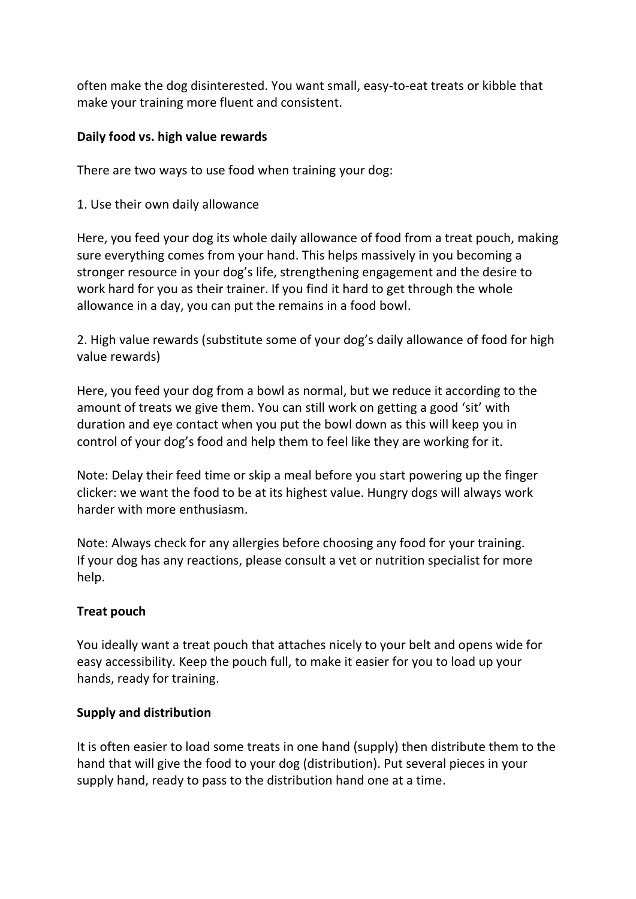often make the dog disinterested. You want small, easy-to-eat treats or kibble that make your training more fluent and consistent.

**Daily food vs. high value rewards**

There are two ways to use food when training your dog:

1. Use their own daily allowance

Here, you feed your dog its whole daily allowance of food from a treat pouch, making sure everything comes from your hand. This helps massively in you becoming a stronger resource in your dog's life, strengthening engagement and the desire to work hard for you as their trainer. If you find it hard to get through the whole allowance in a day, you can put the remains in a food bowl.

2. High value rewards (substitute some of your dog's daily allowance of food for high value rewards)

Here, you feed your dog from a bowl as normal, but we reduce it according to the amount of treats we give them. You can still work on getting a good 'sit' with duration and eye contact when you put the bowl down as this will keep you in control of your dog's food and help them to feel like they are working for it.

Note: Delay their feed time or skip a meal before you start powering up the finger clicker: we want the food to be at its highest value. Hungry dogs will always work harder with more enthusiasm.

Note: Always check for any allergies before choosing any food for your training. If your dog has any reactions, please consult a vet or nutrition specialist for more help.

**Treat pouch**

You ideally want a treat pouch that attaches nicely to your belt and opens wide for easy accessibility. Keep the pouch full, to make it easier for you to load up your hands, ready for training.

**Supply and distribution**

It is often easier to load some treats in one hand (supply) then distribute them to the hand that will give the food to your dog (distribution). Put several pieces in your supply hand, ready to pass to the distribution hand one at a time.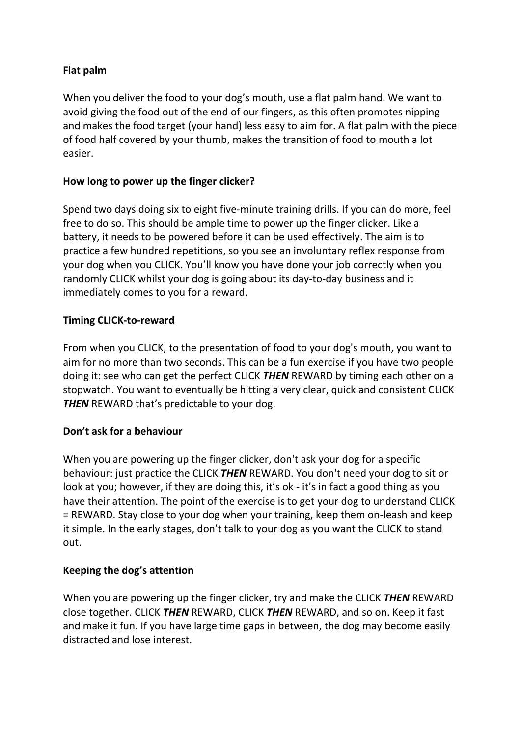**Flat palm**

When you deliver the food to your dog's mouth, use a flat palm hand. We want to avoid giving the food out of the end of our fingers, as this often promotes nipping and makes the food target (your hand) less easy to aim for. A flat palm with the piece of food half covered by your thumb, makes the transition of food to mouth a lot easier.

**How long to power up the finger clicker?**

Spend two days doing six to eight five-minute training drills. If you can do more, feel free to do so. This should be ample time to power up the finger clicker. Like a battery, it needs to be powered before it can be used effectively. The aim is to practice a few hundred repetitions, so you see an involuntary reflex response from your dog when you CLICK. You'll know you have done your job correctly when you randomly CLICK whilst your dog is going about its day-to-day business and it immediately comes to you for a reward.

**Timing CLICK-to-reward**

From when you CLICK, to the presentation of food to your dog's mouth, you want to aim for no more than two seconds. This can be a fun exercise if you have two people doing it: see who can get the perfect CLICK ***THEN*** REWARD by timing each other on a stopwatch. You want to eventually be hitting a very clear, quick and consistent CLICK ***THEN*** REWARD that's predictable to your dog.

**Don't ask for a behaviour**

When you are powering up the finger clicker, don't ask your dog for a specific behaviour: just practice the CLICK ***THEN*** REWARD. You don't need your dog to sit or look at you; however, if they are doing this, it's ok - it's in fact a good thing as you have their attention. The point of the exercise is to get your dog to understand CLICK = REWARD. Stay close to your dog when your training, keep them on-leash and keep it simple. In the early stages, don't talk to your dog as you want the CLICK to stand out.

**Keeping the dog's attention**

When you are powering up the finger clicker, try and make the CLICK ***THEN*** REWARD close together. CLICK ***THEN*** REWARD, CLICK ***THEN*** REWARD, and so on. Keep it fast and make it fun. If you have large time gaps in between, the dog may become easily distracted and lose interest.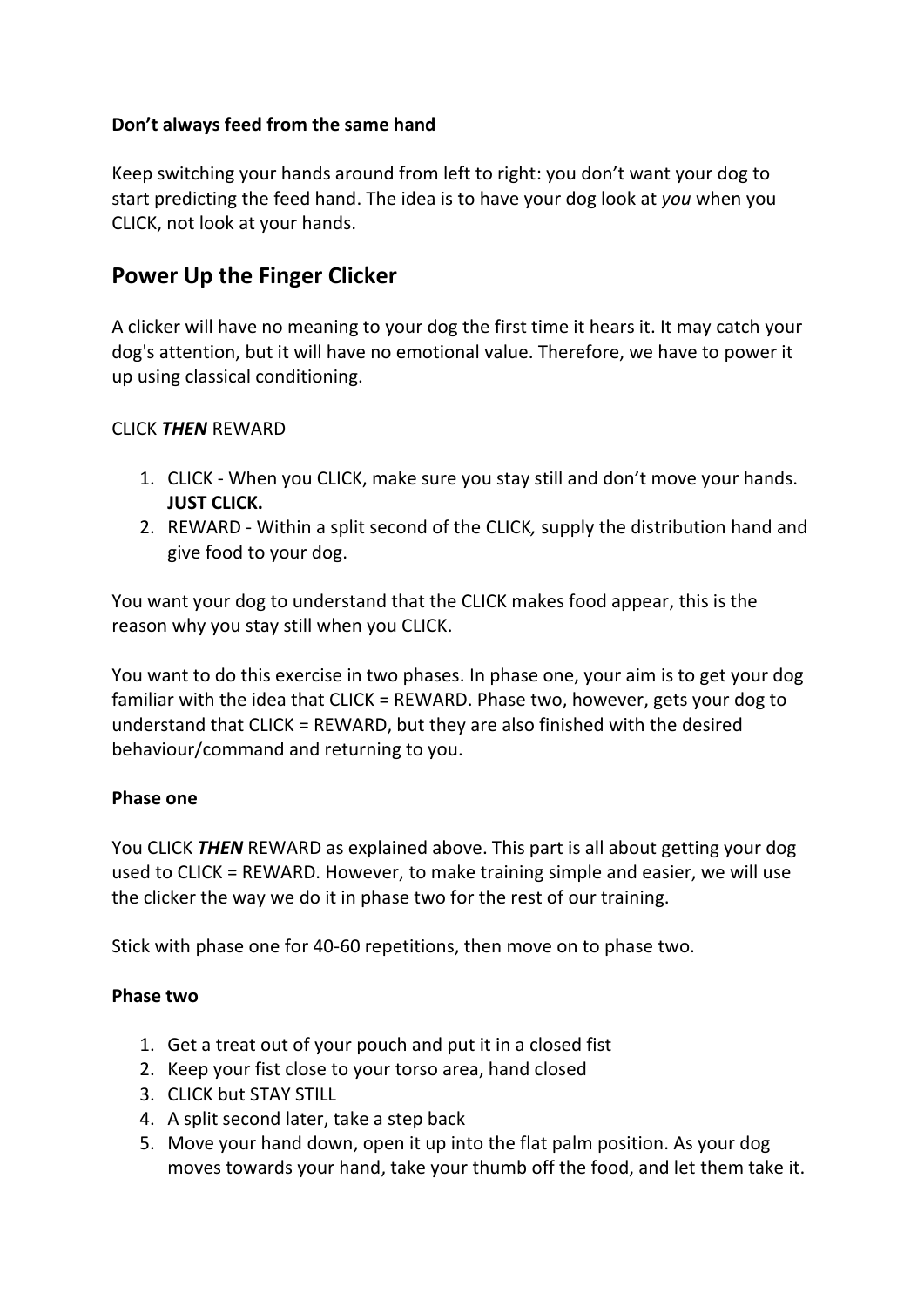**Don't always feed from the same hand**

Keep switching your hands around from left to right: you don't want your dog to start predicting the feed hand. The idea is to have your dog look at *you* when you CLICK, not look at your hands.

## Power Up the Finger Clicker

A clicker will have no meaning to your dog the first time it hears it. It may catch your dog's attention, but it will have no emotional value. Therefore, we have to power it up using classical conditioning.

CLICK ***THEN*** REWARD

1. CLICK - When you CLICK, make sure you stay still and don't move your hands. **JUST CLICK.**
2. REWARD - Within a split second of the CLICK*,* supply the distribution hand and give food to your dog.

You want your dog to understand that the CLICK makes food appear, this is the reason why you stay still when you CLICK.

You want to do this exercise in two phases. In phase one, your aim is to get your dog familiar with the idea that CLICK = REWARD. Phase two, however, gets your dog to understand that CLICK = REWARD, but they are also finished with the desired behaviour/command and returning to you.

**Phase one**

You CLICK ***THEN*** REWARD as explained above. This part is all about getting your dog used to CLICK = REWARD. However, to make training simple and easier, we will use the clicker the way we do it in phase two for the rest of our training.

Stick with phase one for 40-60 repetitions, then move on to phase two.

**Phase two**

1. Get a treat out of your pouch and put it in a closed fist
2. Keep your fist close to your torso area, hand closed
3. CLICK but STAY STILL
4. A split second later, take a step back
5. Move your hand down, open it up into the flat palm position. As your dog moves towards your hand, take your thumb off the food, and let them take it.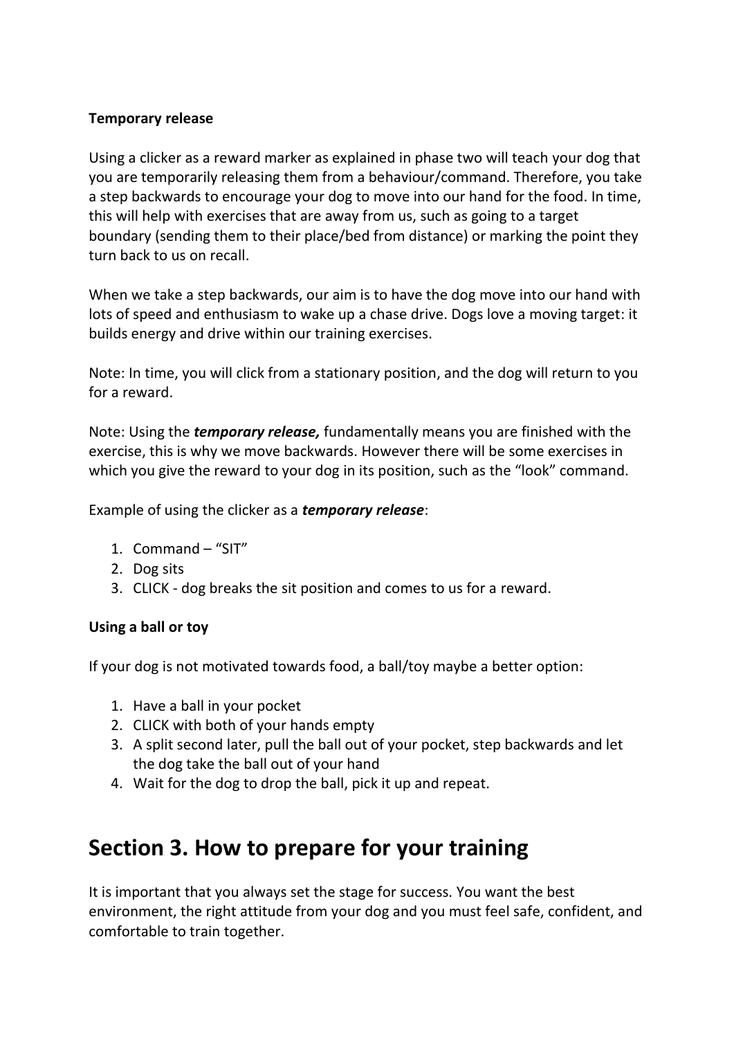**Temporary release**

Using a clicker as a reward marker as explained in phase two will teach your dog that you are temporarily releasing them from a behaviour/command. Therefore, you take a step backwards to encourage your dog to move into our hand for the food. In time, this will help with exercises that are away from us, such as going to a target boundary (sending them to their place/bed from distance) or marking the point they turn back to us on recall.

When we take a step backwards, our aim is to have the dog move into our hand with lots of speed and enthusiasm to wake up a chase drive. Dogs love a moving target: it builds energy and drive within our training exercises.

Note: In time, you will click from a stationary position, and the dog will return to you for a reward.

Note: Using the ***temporary release,*** fundamentally means you are finished with the exercise, this is why we move backwards. However there will be some exercises in which you give the reward to your dog in its position, such as the "look" command.

Example of using the clicker as a ***temporary release***:

1. Command – "SIT"
2. Dog sits
3. CLICK - dog breaks the sit position and comes to us for a reward.

**Using a ball or toy**

If your dog is not motivated towards food, a ball/toy maybe a better option:

1. Have a ball in your pocket
2. CLICK with both of your hands empty
3. A split second later, pull the ball out of your pocket, step backwards and let the dog take the ball out of your hand
4. Wait for the dog to drop the ball, pick it up and repeat.

# Section 3. How to prepare for your training

It is important that you always set the stage for success. You want the best environment, the right attitude from your dog and you must feel safe, confident, and comfortable to train together.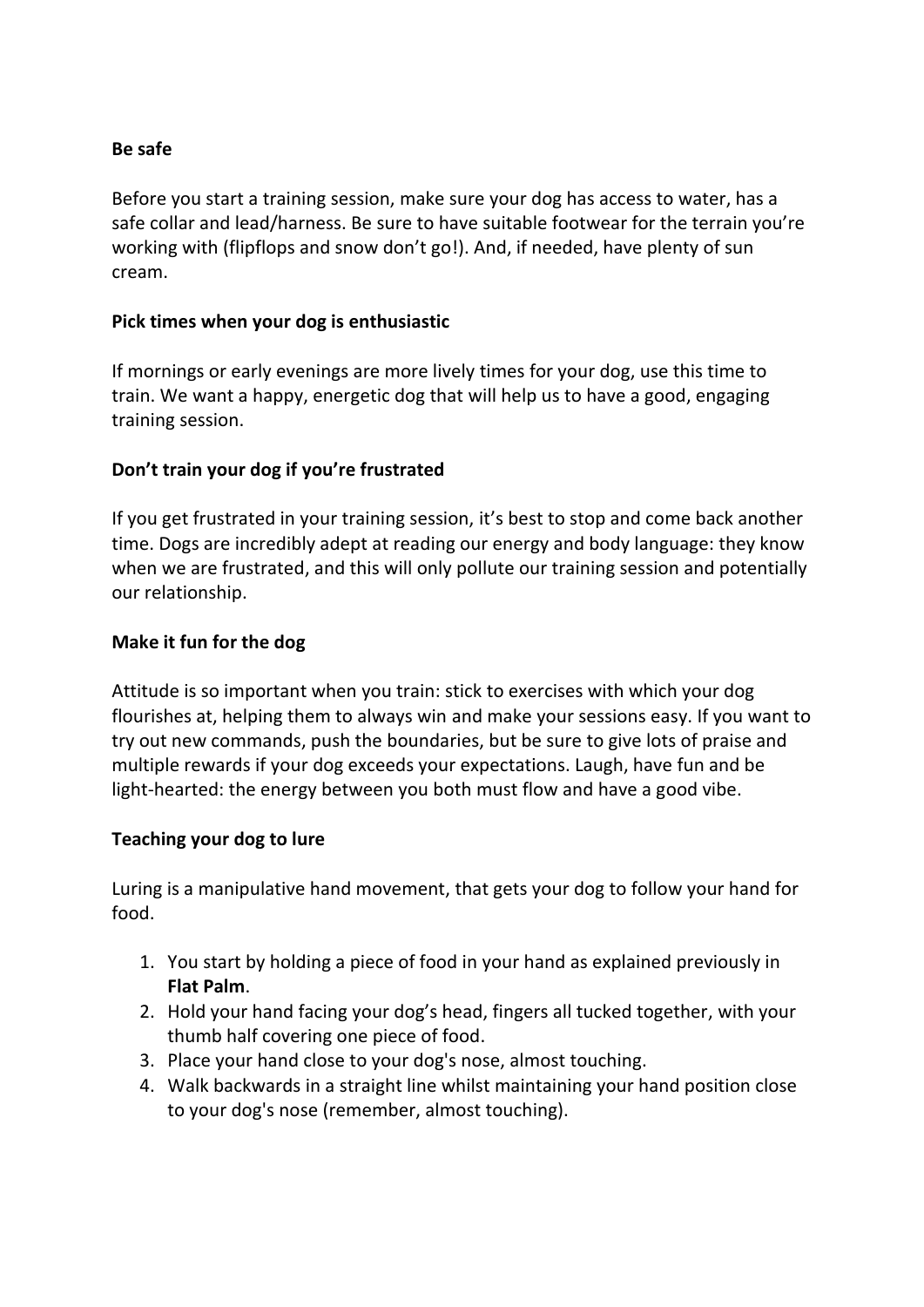**Be safe**

Before you start a training session, make sure your dog has access to water, has a safe collar and lead/harness. Be sure to have suitable footwear for the terrain you're working with (flipflops and snow don't go!). And, if needed, have plenty of sun cream.

**Pick times when your dog is enthusiastic**

If mornings or early evenings are more lively times for your dog, use this time to train. We want a happy, energetic dog that will help us to have a good, engaging training session.

**Don't train your dog if you're frustrated**

If you get frustrated in your training session, it's best to stop and come back another time. Dogs are incredibly adept at reading our energy and body language: they know when we are frustrated, and this will only pollute our training session and potentially our relationship.

**Make it fun for the dog**

Attitude is so important when you train: stick to exercises with which your dog flourishes at, helping them to always win and make your sessions easy. If you want to try out new commands, push the boundaries, but be sure to give lots of praise and multiple rewards if your dog exceeds your expectations. Laugh, have fun and be light-hearted: the energy between you both must flow and have a good vibe.

**Teaching your dog to lure**

Luring is a manipulative hand movement, that gets your dog to follow your hand for food.

1. You start by holding a piece of food in your hand as explained previously in **Flat Palm**.
2. Hold your hand facing your dog's head, fingers all tucked together, with your thumb half covering one piece of food.
3. Place your hand close to your dog's nose, almost touching.
4. Walk backwards in a straight line whilst maintaining your hand position close to your dog's nose (remember, almost touching).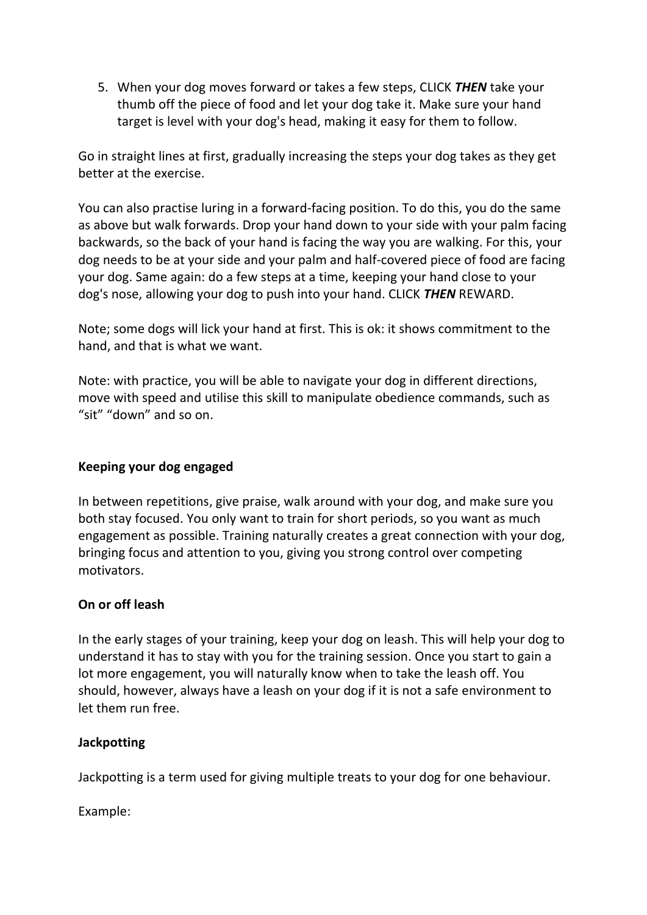5. When your dog moves forward or takes a few steps, CLICK ***THEN*** take your thumb off the piece of food and let your dog take it. Make sure your hand target is level with your dog's head, making it easy for them to follow.

Go in straight lines at first, gradually increasing the steps your dog takes as they get better at the exercise.

You can also practise luring in a forward-facing position. To do this, you do the same as above but walk forwards. Drop your hand down to your side with your palm facing backwards, so the back of your hand is facing the way you are walking. For this, your dog needs to be at your side and your palm and half-covered piece of food are facing your dog. Same again: do a few steps at a time, keeping your hand close to your dog's nose, allowing your dog to push into your hand. CLICK ***THEN*** REWARD.

Note; some dogs will lick your hand at first. This is ok: it shows commitment to the hand, and that is what we want.

Note: with practice, you will be able to navigate your dog in different directions, move with speed and utilise this skill to manipulate obedience commands, such as "sit" "down" and so on.

**Keeping your dog engaged**

In between repetitions, give praise, walk around with your dog, and make sure you both stay focused. You only want to train for short periods, so you want as much engagement as possible. Training naturally creates a great connection with your dog, bringing focus and attention to you, giving you strong control over competing motivators.

**On or off leash**

In the early stages of your training, keep your dog on leash. This will help your dog to understand it has to stay with you for the training session. Once you start to gain a lot more engagement, you will naturally know when to take the leash off. You should, however, always have a leash on your dog if it is not a safe environment to let them run free.

**Jackpotting**

Jackpotting is a term used for giving multiple treats to your dog for one behaviour.

Example: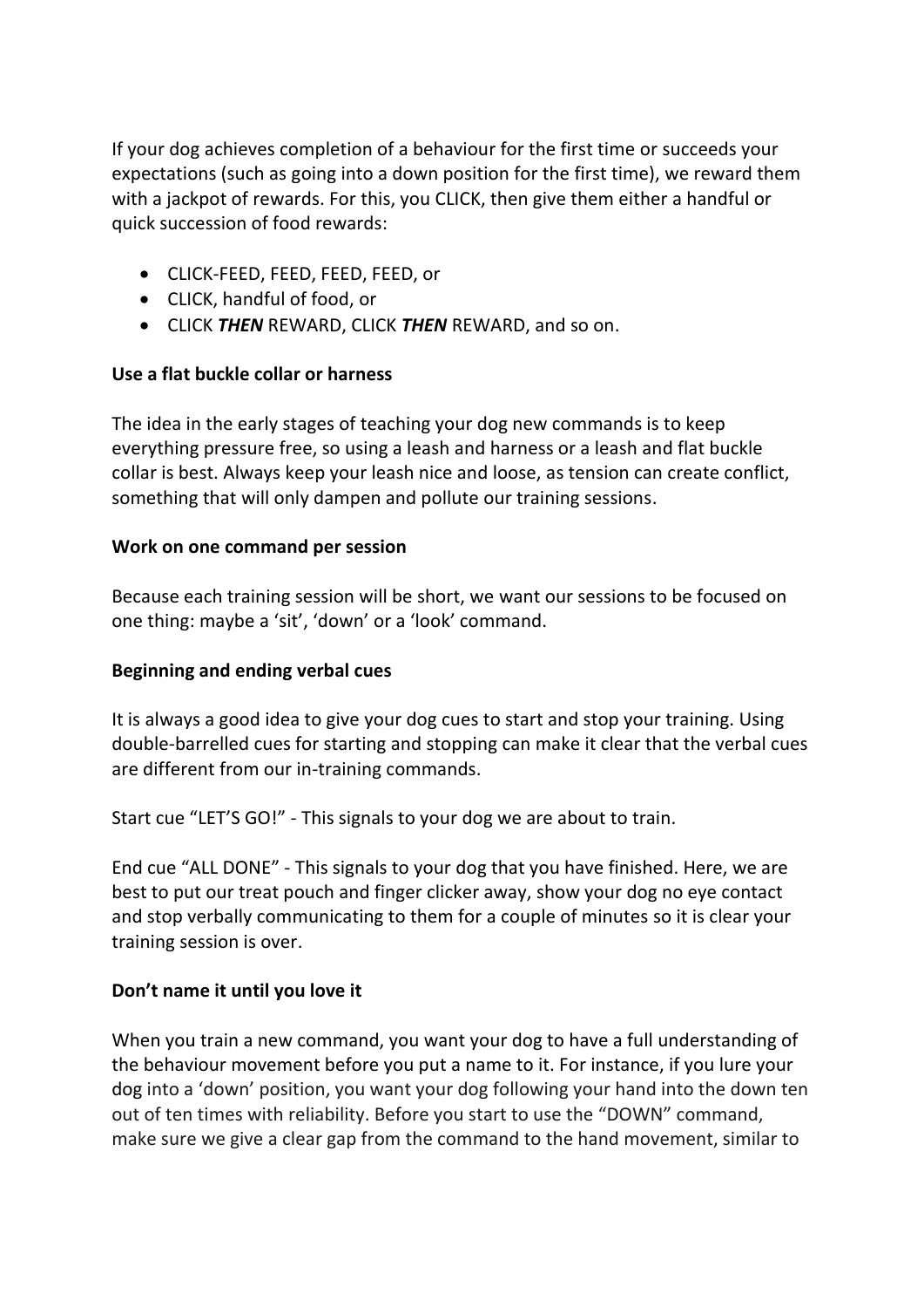If your dog achieves completion of a behaviour for the first time or succeeds your expectations (such as going into a down position for the first time), we reward them with a jackpot of rewards. For this, you CLICK, then give them either a handful or quick succession of food rewards:

- CLICK-FEED, FEED, FEED, FEED, or
- CLICK, handful of food, or
- CLICK ***THEN*** REWARD, CLICK ***THEN*** REWARD, and so on.

**Use a flat buckle collar or harness**

The idea in the early stages of teaching your dog new commands is to keep everything pressure free, so using a leash and harness or a leash and flat buckle collar is best. Always keep your leash nice and loose, as tension can create conflict, something that will only dampen and pollute our training sessions.

**Work on one command per session**

Because each training session will be short, we want our sessions to be focused on one thing: maybe a 'sit', 'down' or a 'look' command.

**Beginning and ending verbal cues**

It is always a good idea to give your dog cues to start and stop your training. Using double-barrelled cues for starting and stopping can make it clear that the verbal cues are different from our in-training commands.

Start cue "LET'S GO!" - This signals to your dog we are about to train.

End cue "ALL DONE" - This signals to your dog that you have finished. Here, we are best to put our treat pouch and finger clicker away, show your dog no eye contact and stop verbally communicating to them for a couple of minutes so it is clear your training session is over.

**Don't name it until you love it**

When you train a new command, you want your dog to have a full understanding of the behaviour movement before you put a name to it. For instance, if you lure your dog into a 'down' position, you want your dog following your hand into the down ten out of ten times with reliability. Before you start to use the "DOWN" command, make sure we give a clear gap from the command to the hand movement, similar to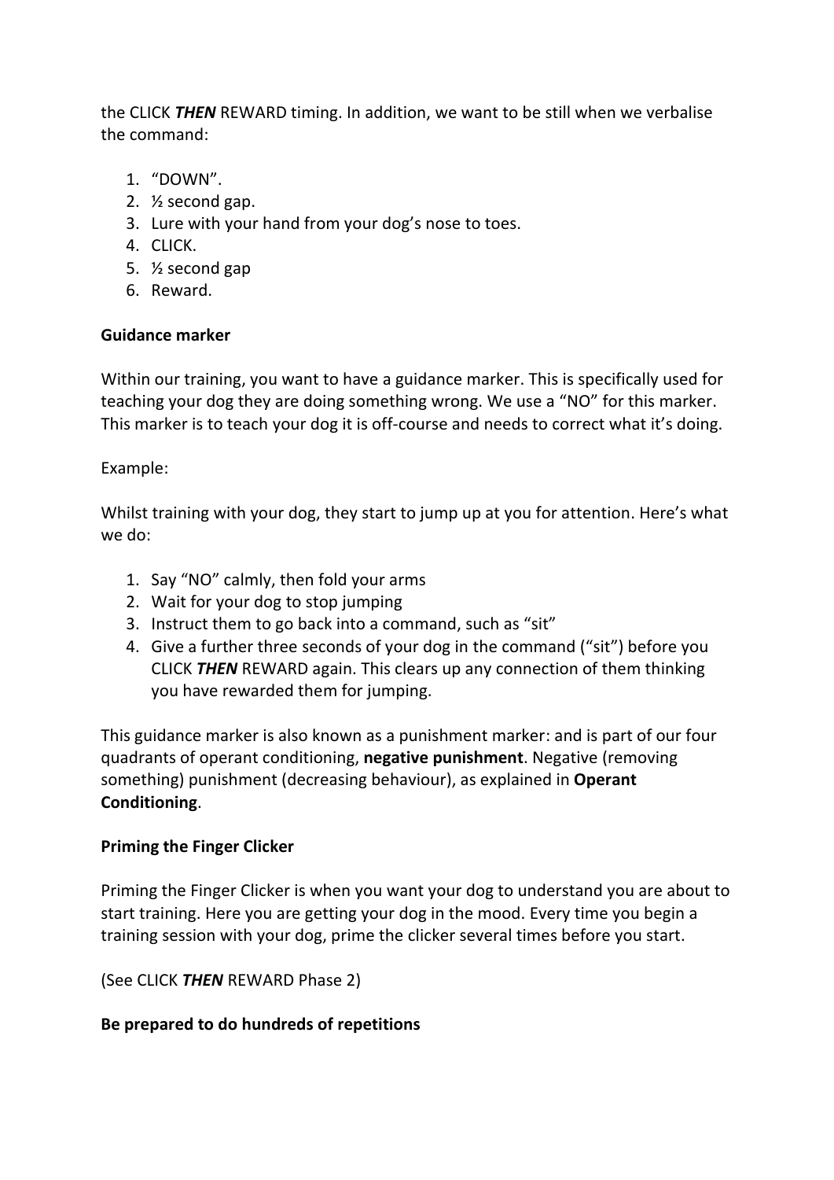the CLICK ***THEN*** REWARD timing. In addition, we want to be still when we verbalise the command:

1. "DOWN".
2. ½ second gap.
3. Lure with your hand from your dog's nose to toes.
4. CLICK.
5. ½ second gap
6. Reward.

**Guidance marker**

Within our training, you want to have a guidance marker. This is specifically used for teaching your dog they are doing something wrong. We use a "NO" for this marker. This marker is to teach your dog it is off-course and needs to correct what it's doing.

Example:

Whilst training with your dog, they start to jump up at you for attention. Here's what we do:

1. Say "NO" calmly, then fold your arms
2. Wait for your dog to stop jumping
3. Instruct them to go back into a command, such as "sit"
4. Give a further three seconds of your dog in the command ("sit") before you CLICK ***THEN*** REWARD again. This clears up any connection of them thinking you have rewarded them for jumping.

This guidance marker is also known as a punishment marker: and is part of our four quadrants of operant conditioning, **negative punishment**. Negative (removing something) punishment (decreasing behaviour), as explained in **Operant Conditioning**.

**Priming the Finger Clicker**

Priming the Finger Clicker is when you want your dog to understand you are about to start training. Here you are getting your dog in the mood. Every time you begin a training session with your dog, prime the clicker several times before you start.

(See CLICK ***THEN*** REWARD Phase 2)

**Be prepared to do hundreds of repetitions**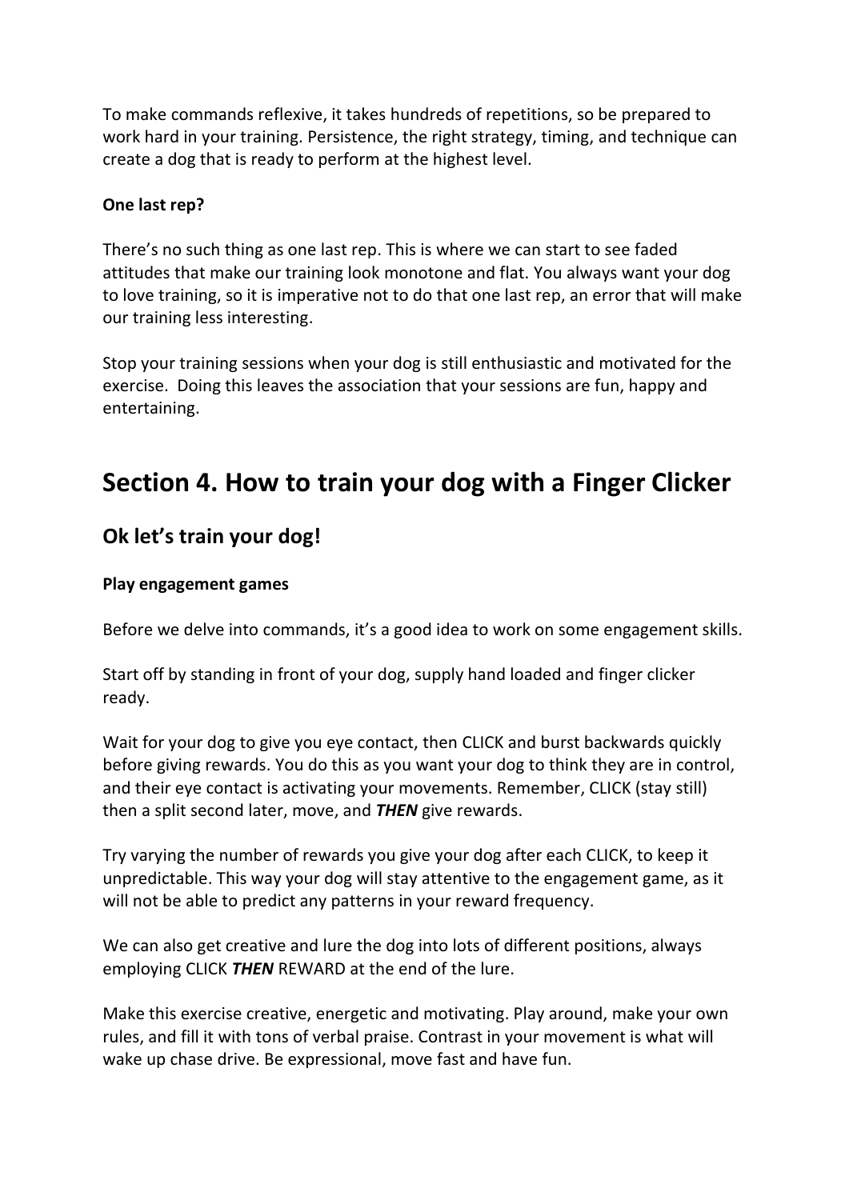To make commands reflexive, it takes hundreds of repetitions, so be prepared to work hard in your training. Persistence, the right strategy, timing, and technique can create a dog that is ready to perform at the highest level.

**One last rep?**

There's no such thing as one last rep. This is where we can start to see faded attitudes that make our training look monotone and flat. You always want your dog to love training, so it is imperative not to do that one last rep, an error that will make our training less interesting.

Stop your training sessions when your dog is still enthusiastic and motivated for the exercise. Doing this leaves the association that your sessions are fun, happy and entertaining.

# Section 4. How to train your dog with a Finger Clicker

## Ok let's train your dog!

**Play engagement games**

Before we delve into commands, it's a good idea to work on some engagement skills.

Start off by standing in front of your dog, supply hand loaded and finger clicker ready.

Wait for your dog to give you eye contact, then CLICK and burst backwards quickly before giving rewards. You do this as you want your dog to think they are in control, and their eye contact is activating your movements. Remember, CLICK (stay still) then a split second later, move, and ***THEN*** give rewards.

Try varying the number of rewards you give your dog after each CLICK, to keep it unpredictable. This way your dog will stay attentive to the engagement game, as it will not be able to predict any patterns in your reward frequency.

We can also get creative and lure the dog into lots of different positions, always employing CLICK ***THEN*** REWARD at the end of the lure.

Make this exercise creative, energetic and motivating. Play around, make your own rules, and fill it with tons of verbal praise. Contrast in your movement is what will wake up chase drive. Be expressional, move fast and have fun.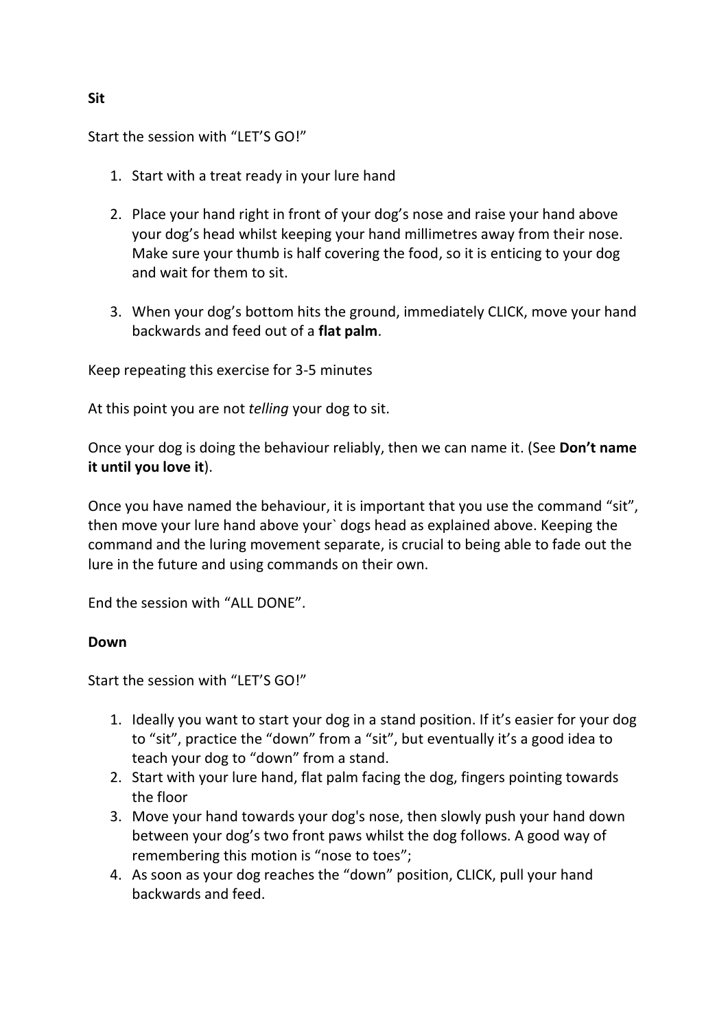**Sit**

Start the session with “LET’S GO!”

1. Start with a treat ready in your lure hand

2. Place your hand right in front of your dog’s nose and raise your hand above your dog’s head whilst keeping your hand millimetres away from their nose. Make sure your thumb is half covering the food, so it is enticing to your dog and wait for them to sit.

3. When your dog’s bottom hits the ground, immediately CLICK, move your hand backwards and feed out of a **flat palm**.

Keep repeating this exercise for 3-5 minutes

At this point you are not *telling* your dog to sit.

Once your dog is doing the behaviour reliably, then we can name it. (See **Don’t name it until you love it**).

Once you have named the behaviour, it is important that you use the command “sit”, then move your lure hand above your` dogs head as explained above. Keeping the command and the luring movement separate, is crucial to being able to fade out the lure in the future and using commands on their own.

End the session with “ALL DONE”.

**Down**

Start the session with “LET’S GO!”

1. Ideally you want to start your dog in a stand position. If it’s easier for your dog to “sit”, practice the “down” from a “sit”, but eventually it’s a good idea to teach your dog to “down” from a stand.
2. Start with your lure hand, flat palm facing the dog, fingers pointing towards the floor
3. Move your hand towards your dog's nose, then slowly push your hand down between your dog’s two front paws whilst the dog follows. A good way of remembering this motion is “nose to toes”;
4. As soon as your dog reaches the “down” position, CLICK, pull your hand backwards and feed.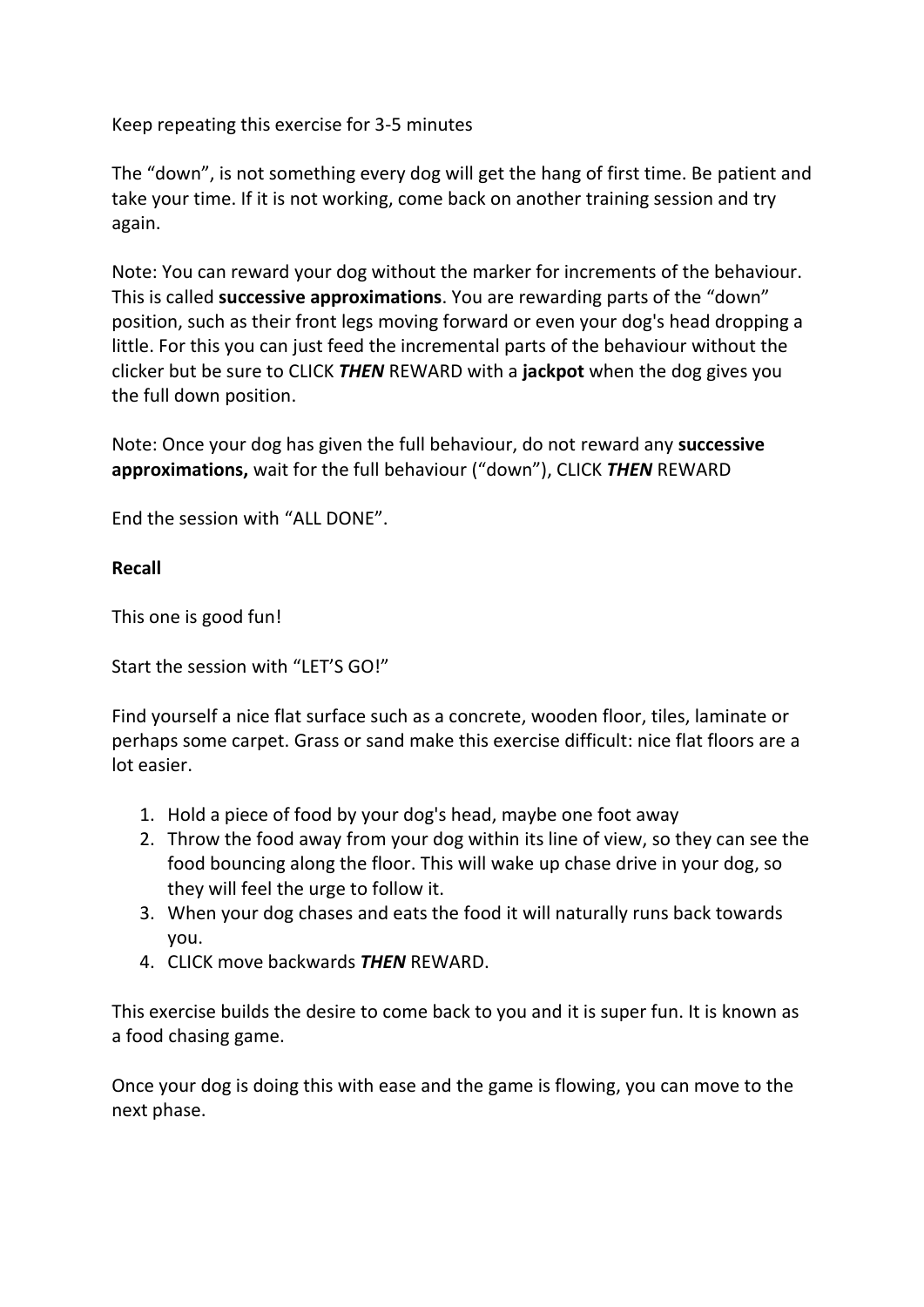Keep repeating this exercise for 3-5 minutes

The “down”, is not something every dog will get the hang of first time. Be patient and take your time. If it is not working, come back on another training session and try again.

Note: You can reward your dog without the marker for increments of the behaviour. This is called **successive approximations**. You are rewarding parts of the “down” position, such as their front legs moving forward or even your dog's head dropping a little. For this you can just feed the incremental parts of the behaviour without the clicker but be sure to CLICK ***THEN*** REWARD with a **jackpot** when the dog gives you the full down position.

Note: Once your dog has given the full behaviour, do not reward any **successive approximations,** wait for the full behaviour (“down”), CLICK ***THEN*** REWARD

End the session with “ALL DONE”.

**Recall**

This one is good fun!

Start the session with “LET’S GO!”

Find yourself a nice flat surface such as a concrete, wooden floor, tiles, laminate or perhaps some carpet. Grass or sand make this exercise difficult: nice flat floors are a lot easier.

1. Hold a piece of food by your dog's head, maybe one foot away
2. Throw the food away from your dog within its line of view, so they can see the food bouncing along the floor. This will wake up chase drive in your dog, so they will feel the urge to follow it.
3. When your dog chases and eats the food it will naturally runs back towards you.
4. CLICK move backwards ***THEN*** REWARD.

This exercise builds the desire to come back to you and it is super fun. It is known as a food chasing game.

Once your dog is doing this with ease and the game is flowing, you can move to the next phase.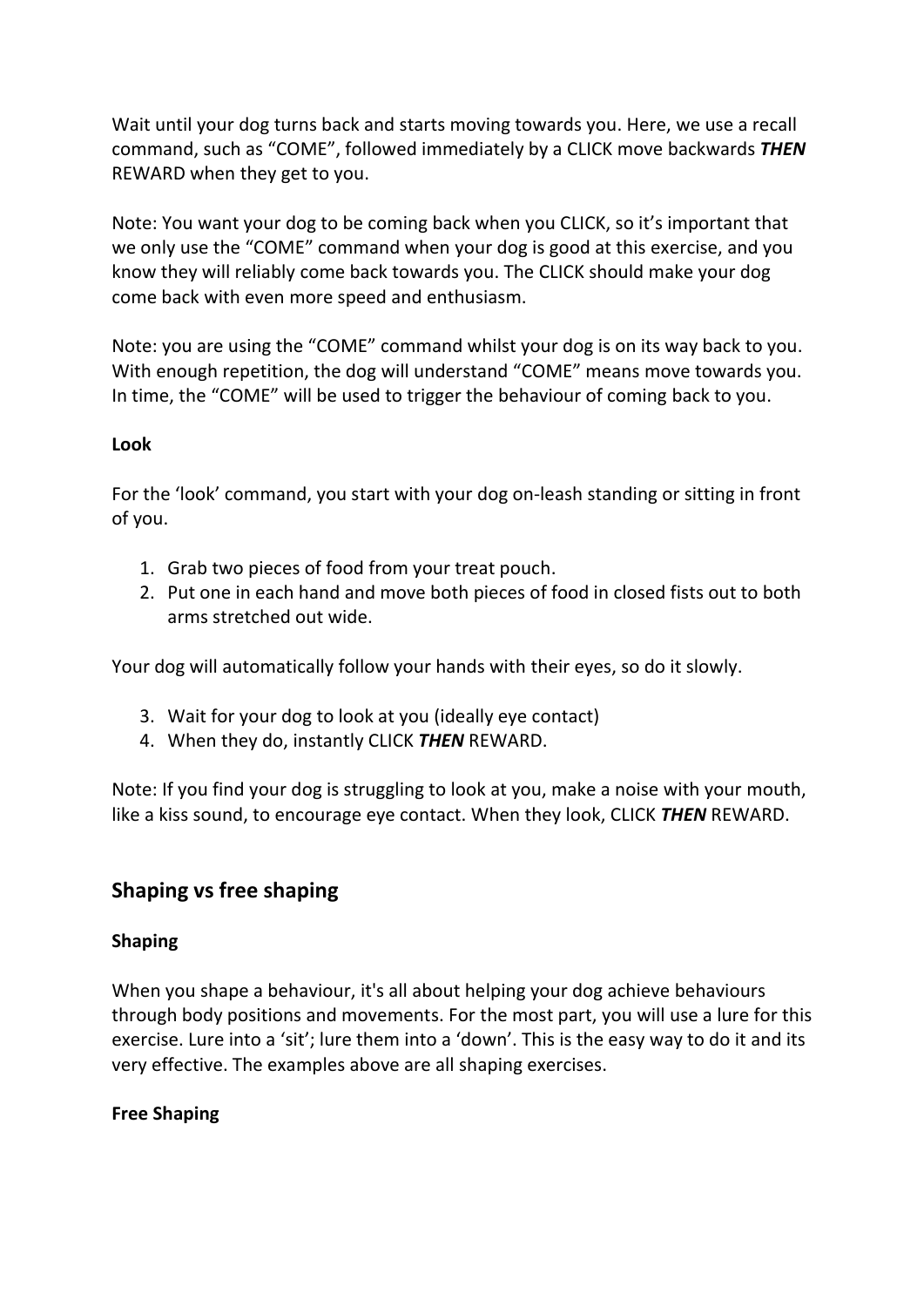Wait until your dog turns back and starts moving towards you. Here, we use a recall command, such as “COME”, followed immediately by a CLICK move backwards ***THEN*** REWARD when they get to you.

Note: You want your dog to be coming back when you CLICK, so it’s important that we only use the “COME” command when your dog is good at this exercise, and you know they will reliably come back towards you. The CLICK should make your dog come back with even more speed and enthusiasm.

Note: you are using the “COME” command whilst your dog is on its way back to you. With enough repetition, the dog will understand “COME” means move towards you. In time, the “COME” will be used to trigger the behaviour of coming back to you.

**Look**

For the ‘look’ command, you start with your dog on-leash standing or sitting in front of you.

1. Grab two pieces of food from your treat pouch.
2. Put one in each hand and move both pieces of food in closed fists out to both arms stretched out wide.

Your dog will automatically follow your hands with their eyes, so do it slowly.

3. Wait for your dog to look at you (ideally eye contact)
4. When they do, instantly CLICK ***THEN*** REWARD.

Note: If you find your dog is struggling to look at you, make a noise with your mouth, like a kiss sound, to encourage eye contact. When they look, CLICK ***THEN*** REWARD.

## Shaping vs free shaping

**Shaping**

When you shape a behaviour, it's all about helping your dog achieve behaviours through body positions and movements. For the most part, you will use a lure for this exercise. Lure into a ‘sit’; lure them into a ‘down’. This is the easy way to do it and its very effective. The examples above are all shaping exercises.

**Free Shaping**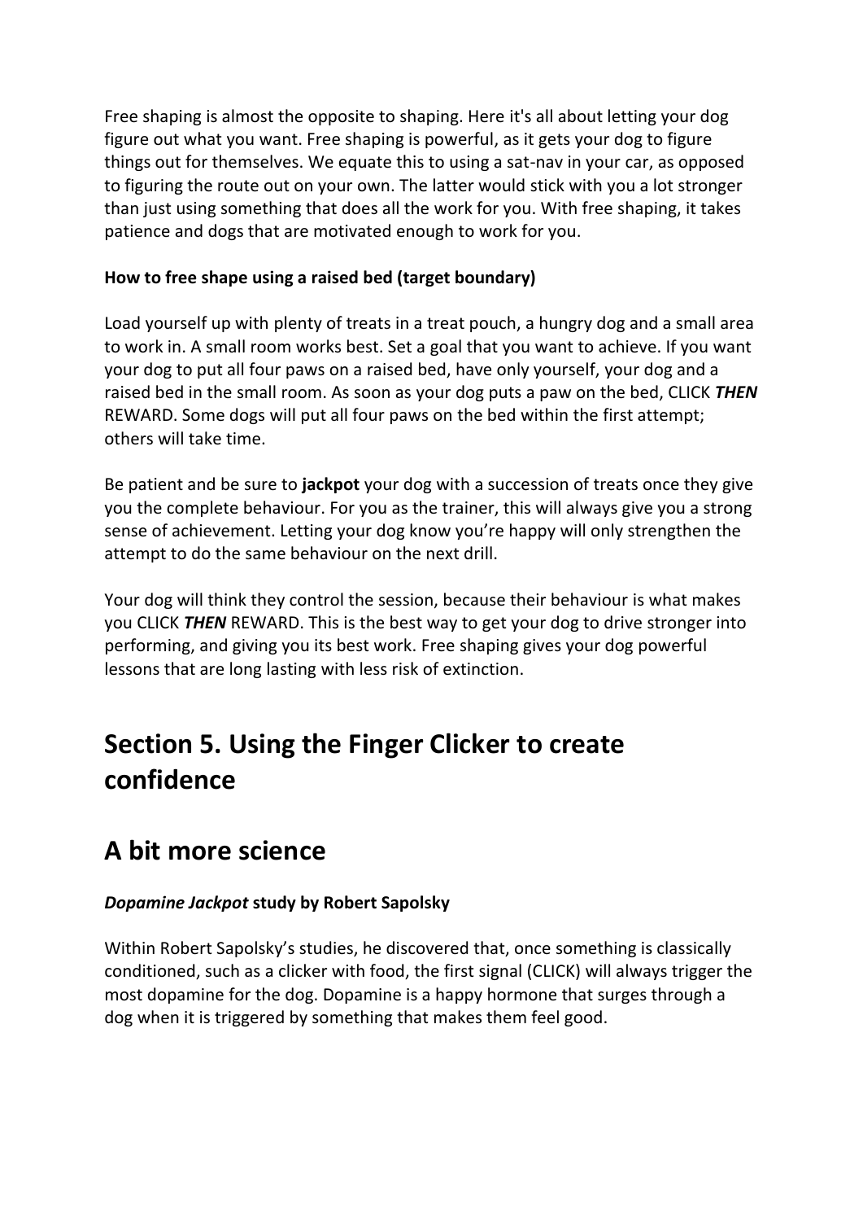Free shaping is almost the opposite to shaping. Here it's all about letting your dog figure out what you want. Free shaping is powerful, as it gets your dog to figure things out for themselves. We equate this to using a sat-nav in your car, as opposed to figuring the route out on your own. The latter would stick with you a lot stronger than just using something that does all the work for you. With free shaping, it takes patience and dogs that are motivated enough to work for you.

**How to free shape using a raised bed (target boundary)**

Load yourself up with plenty of treats in a treat pouch, a hungry dog and a small area to work in. A small room works best. Set a goal that you want to achieve. If you want your dog to put all four paws on a raised bed, have only yourself, your dog and a raised bed in the small room. As soon as your dog puts a paw on the bed, CLICK ***THEN*** REWARD. Some dogs will put all four paws on the bed within the first attempt; others will take time.

Be patient and be sure to **jackpot** your dog with a succession of treats once they give you the complete behaviour. For you as the trainer, this will always give you a strong sense of achievement. Letting your dog know you're happy will only strengthen the attempt to do the same behaviour on the next drill.

Your dog will think they control the session, because their behaviour is what makes you CLICK ***THEN*** REWARD. This is the best way to get your dog to drive stronger into performing, and giving you its best work. Free shaping gives your dog powerful lessons that are long lasting with less risk of extinction.

# Section 5. Using the Finger Clicker to create confidence

## A bit more science

***Dopamine Jackpot*** **study by Robert Sapolsky**

Within Robert Sapolsky's studies, he discovered that, once something is classically conditioned, such as a clicker with food, the first signal (CLICK) will always trigger the most dopamine for the dog. Dopamine is a happy hormone that surges through a dog when it is triggered by something that makes them feel good.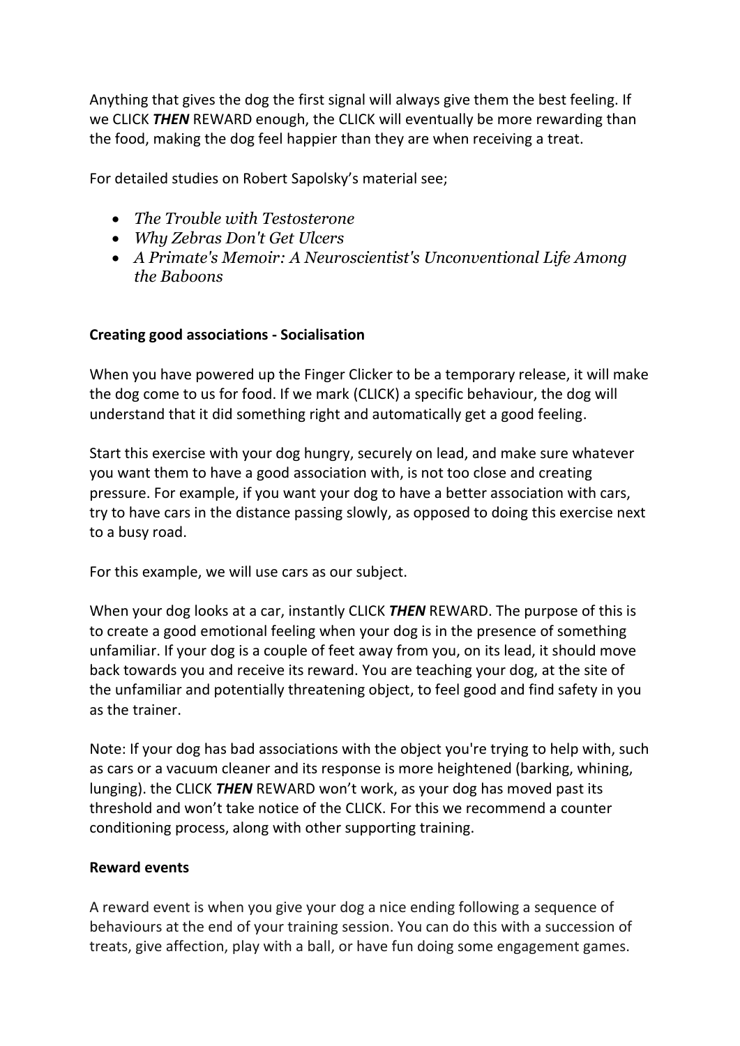Anything that gives the dog the first signal will always give them the best feeling. If we CLICK ***THEN*** REWARD enough, the CLICK will eventually be more rewarding than the food, making the dog feel happier than they are when receiving a treat.

For detailed studies on Robert Sapolsky's material see;

- *The Trouble with Testosterone*
- *Why Zebras Don't Get Ulcers*
- *A Primate's Memoir: A Neuroscientist's Unconventional Life Among the Baboons*

**Creating good associations - Socialisation**

When you have powered up the Finger Clicker to be a temporary release, it will make the dog come to us for food. If we mark (CLICK) a specific behaviour, the dog will understand that it did something right and automatically get a good feeling.

Start this exercise with your dog hungry, securely on lead, and make sure whatever you want them to have a good association with, is not too close and creating pressure. For example, if you want your dog to have a better association with cars, try to have cars in the distance passing slowly, as opposed to doing this exercise next to a busy road.

For this example, we will use cars as our subject.

When your dog looks at a car, instantly CLICK ***THEN*** REWARD. The purpose of this is to create a good emotional feeling when your dog is in the presence of something unfamiliar. If your dog is a couple of feet away from you, on its lead, it should move back towards you and receive its reward. You are teaching your dog, at the site of the unfamiliar and potentially threatening object, to feel good and find safety in you as the trainer.

Note: If your dog has bad associations with the object you're trying to help with, such as cars or a vacuum cleaner and its response is more heightened (barking, whining, lunging). the CLICK ***THEN*** REWARD won't work, as your dog has moved past its threshold and won't take notice of the CLICK. For this we recommend a counter conditioning process, along with other supporting training.

**Reward events**

A reward event is when you give your dog a nice ending following a sequence of behaviours at the end of your training session. You can do this with a succession of treats, give affection, play with a ball, or have fun doing some engagement games.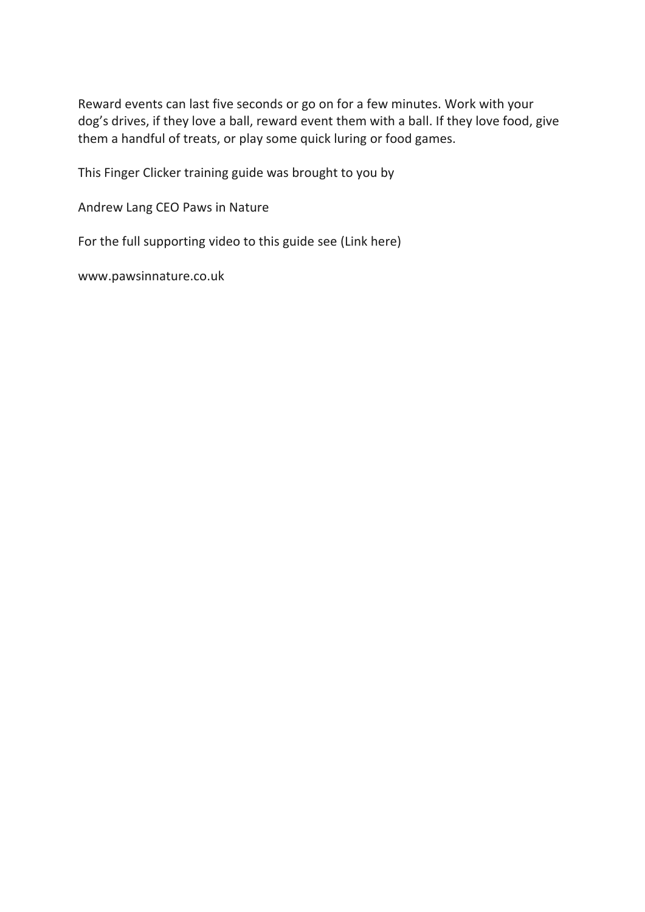Reward events can last five seconds or go on for a few minutes. Work with your dog's drives, if they love a ball, reward event them with a ball. If they love food, give them a handful of treats, or play some quick luring or food games.

This Finger Clicker training guide was brought to you by

Andrew Lang CEO Paws in Nature

For the full supporting video to this guide see (Link here)

www.pawsinnature.co.uk